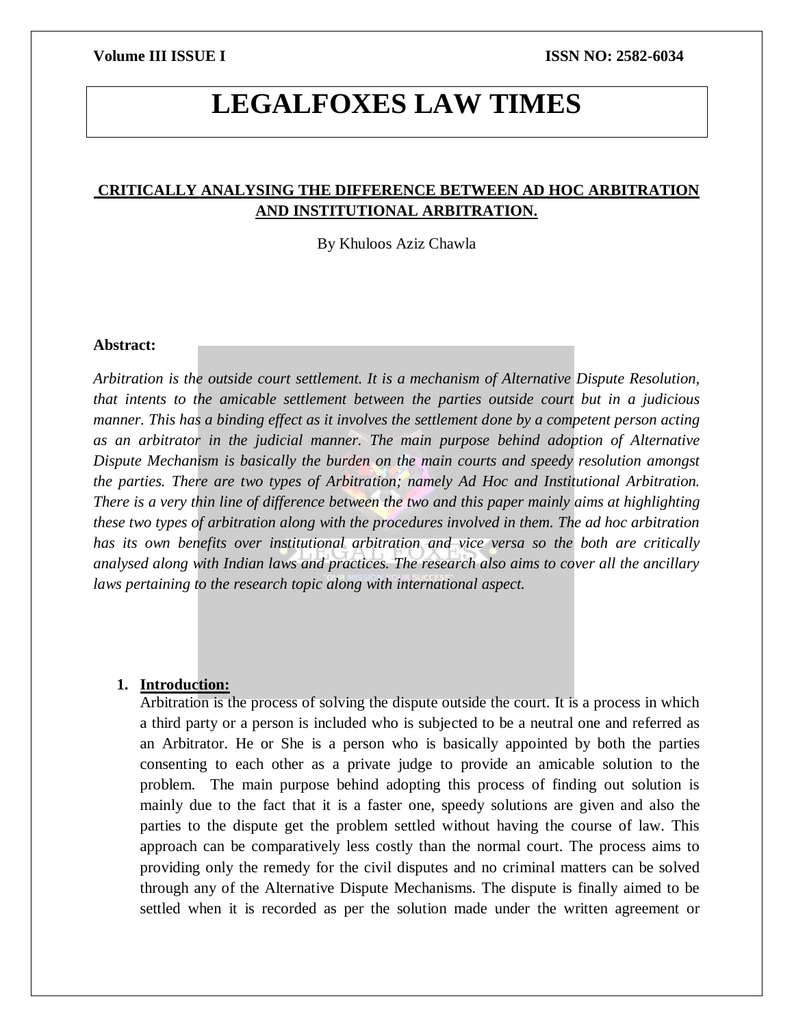# LEGALFOXES LAW TIMES

## CRITICALLY ANALYSING THE DIFFERENCE BETWEEN AD HOC ARBITRATION AND INSTITUTIONAL ARBITRATION.

By Khuloos Aziz Chawla

**Abstract:**

*Arbitration is the outside court settlement. It is a mechanism of Alternative Dispute Resolution, that intents to the amicable settlement between the parties outside court but in a judicious manner. This has a binding effect as it involves the settlement done by a competent person acting as an arbitrator in the judicial manner. The main purpose behind adoption of Alternative Dispute Mechanism is basically the burden on the main courts and speedy resolution amongst the parties. There are two types of Arbitration; namely Ad Hoc and Institutional Arbitration. There is a very thin line of difference between the two and this paper mainly aims at highlighting these two types of arbitration along with the procedures involved in them. The ad hoc arbitration has its own benefits over institutional arbitration and vice versa so the both are critically analysed along with Indian laws and practices. The research also aims to cover all the ancillary laws pertaining to the research topic along with international aspect.*

1. **Introduction:**

   Arbitration is the process of solving the dispute outside the court. It is a process in which a third party or a person is included who is subjected to be a neutral one and referred as an Arbitrator. He or She is a person who is basically appointed by both the parties consenting to each other as a private judge to provide an amicable solution to the problem. The main purpose behind adopting this process of finding out solution is mainly due to the fact that it is a faster one, speedy solutions are given and also the parties to the dispute get the problem settled without having the course of law. This approach can be comparatively less costly than the normal court. The process aims to providing only the remedy for the civil disputes and no criminal matters can be solved through any of the Alternative Dispute Mechanisms. The dispute is finally aimed to be settled when it is recorded as per the solution made under the written agreement or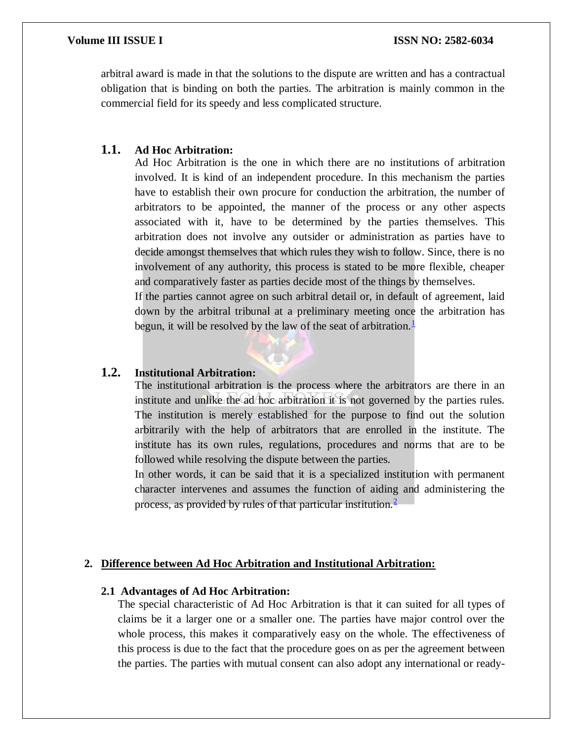arbitral award is made in that the solutions to the dispute are written and has a contractual obligation that is binding on both the parties. The arbitration is mainly common in the commercial field for its speedy and less complicated structure.

### 1.1. Ad Hoc Arbitration:

Ad Hoc Arbitration is the one in which there are no institutions of arbitration involved. It is kind of an independent procedure. In this mechanism the parties have to establish their own procure for conduction the arbitration, the number of arbitrators to be appointed, the manner of the process or any other aspects associated with it, have to be determined by the parties themselves. This arbitration does not involve any outsider or administration as parties have to decide amongst themselves that which rules they wish to follow. Since, there is no involvement of any authority, this process is stated to be more flexible, cheaper and comparatively faster as parties decide most of the things by themselves.

If the parties cannot agree on such arbitral detail or, in default of agreement, laid down by the arbitral tribunal at a preliminary meeting once the arbitration has begun, it will be resolved by the law of the seat of arbitration.[1]

### 1.2. Institutional Arbitration:

The institutional arbitration is the process where the arbitrators are there in an institute and unlike the ad hoc arbitration it is not governed by the parties rules. The institution is merely established for the purpose to find out the solution arbitrarily with the help of arbitrators that are enrolled in the institute. The institute has its own rules, regulations, procedures and norms that are to be followed while resolving the dispute between the parties.

In other words, it can be said that it is a specialized institution with permanent character intervenes and assumes the function of aiding and administering the process, as provided by rules of that particular institution.[2]

## 2. <u>Difference between Ad Hoc Arbitration and Institutional Arbitration:</u>

### 2.1 Advantages of Ad Hoc Arbitration:

The special characteristic of Ad Hoc Arbitration is that it can suited for all types of claims be it a larger one or a smaller one. The parties have major control over the whole process, this makes it comparatively easy on the whole. The effectiveness of this process is due to the fact that the procedure goes on as per the agreement between the parties. The parties with mutual consent can also adopt any international or ready-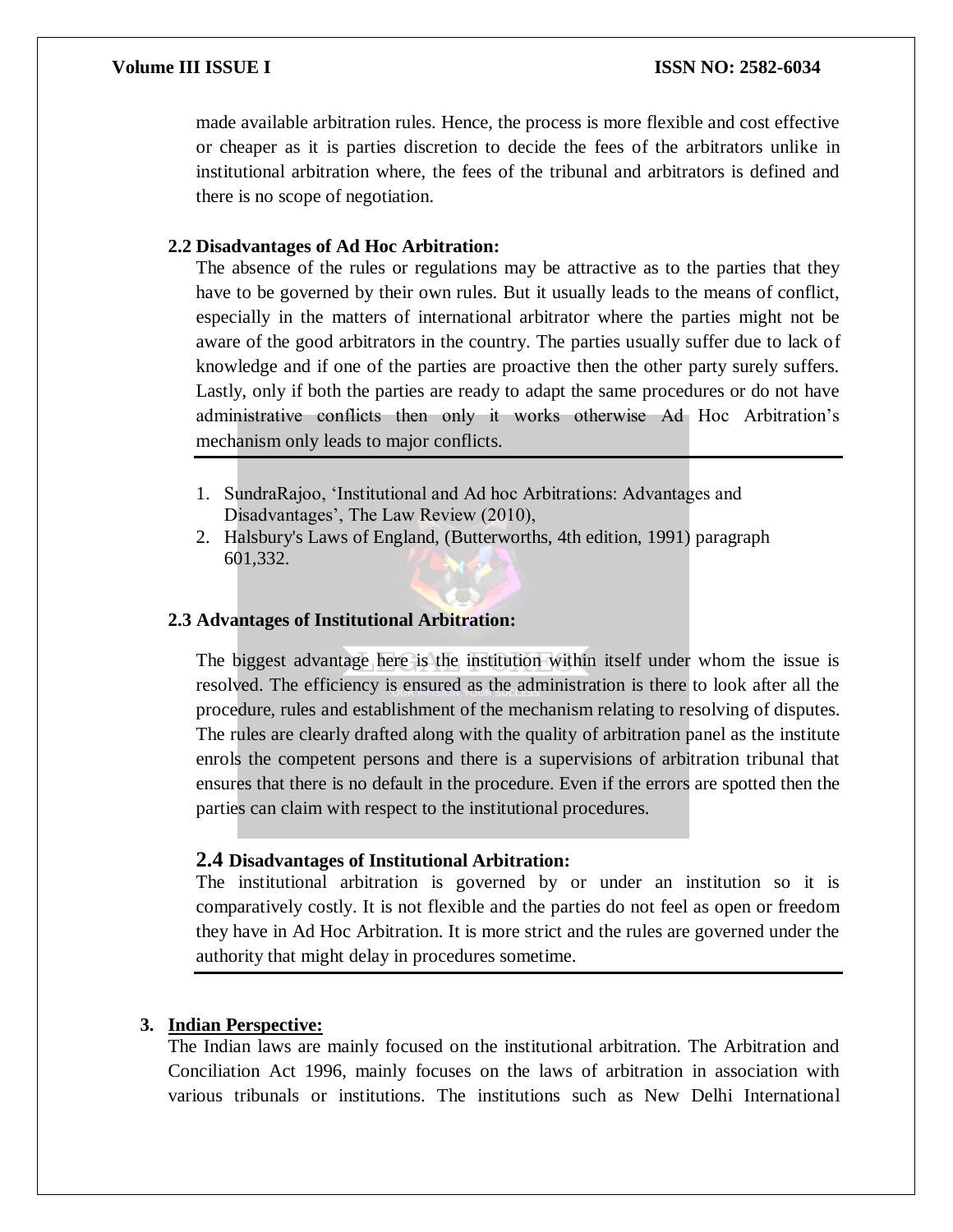made available arbitration rules. Hence, the process is more flexible and cost effective or cheaper as it is parties discretion to decide the fees of the arbitrators unlike in institutional arbitration where, the fees of the tribunal and arbitrators is defined and there is no scope of negotiation.

### 2.2 Disadvantages of Ad Hoc Arbitration:

The absence of the rules or regulations may be attractive as to the parties that they have to be governed by their own rules. But it usually leads to the means of conflict, especially in the matters of international arbitrator where the parties might not be aware of the good arbitrators in the country. The parties usually suffer due to lack of knowledge and if one of the parties are proactive then the other party surely suffers. Lastly, only if both the parties are ready to adapt the same procedures or do not have administrative conflicts then only it works otherwise Ad Hoc Arbitration's mechanism only leads to major conflicts.

---

1. SundraRajoo, 'Institutional and Ad hoc Arbitrations: Advantages and Disadvantages', The Law Review (2010),
2. Halsbury's Laws of England, (Butterworths, 4th edition, 1991) paragraph 601,332.

### 2.3 Advantages of Institutional Arbitration:

The biggest advantage here is the institution within itself under whom the issue is resolved. The efficiency is ensured as the administration is there to look after all the procedure, rules and establishment of the mechanism relating to resolving of disputes. The rules are clearly drafted along with the quality of arbitration panel as the institute enrols the competent persons and there is a supervisions of arbitration tribunal that ensures that there is no default in the procedure. Even if the errors are spotted then the parties can claim with respect to the institutional procedures.

### 2.4 Disadvantages of Institutional Arbitration:

The institutional arbitration is governed by or under an institution so it is comparatively costly. It is not flexible and the parties do not feel as open or freedom they have in Ad Hoc Arbitration. It is more strict and the rules are governed under the authority that might delay in procedures sometime.

---

## 3. Indian Perspective:

The Indian laws are mainly focused on the institutional arbitration. The Arbitration and Conciliation Act 1996, mainly focuses on the laws of arbitration in association with various tribunals or institutions. The institutions such as New Delhi International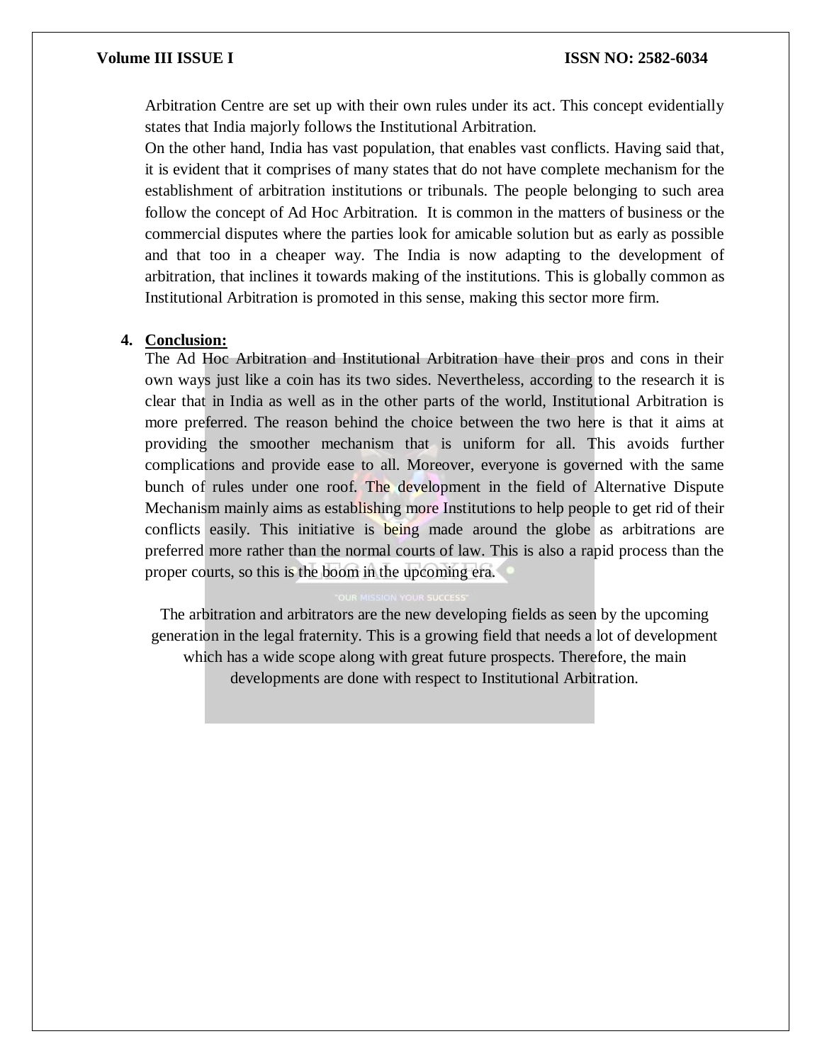Arbitration Centre are set up with their own rules under its act. This concept evidentially states that India majorly follows the Institutional Arbitration.

On the other hand, India has vast population, that enables vast conflicts. Having said that, it is evident that it comprises of many states that do not have complete mechanism for the establishment of arbitration institutions or tribunals. The people belonging to such area follow the concept of Ad Hoc Arbitration. It is common in the matters of business or the commercial disputes where the parties look for amicable solution but as early as possible and that too in a cheaper way. The India is now adapting to the development of arbitration, that inclines it towards making of the institutions. This is globally common as Institutional Arbitration is promoted in this sense, making this sector more firm.

## 4. Conclusion:

The Ad Hoc Arbitration and Institutional Arbitration have their pros and cons in their own ways just like a coin has its two sides. Nevertheless, according to the research it is clear that in India as well as in the other parts of the world, Institutional Arbitration is more preferred. The reason behind the choice between the two here is that it aims at providing the smoother mechanism that is uniform for all. This avoids further complications and provide ease to all. Moreover, everyone is governed with the same bunch of rules under one roof. The development in the field of Alternative Dispute Mechanism mainly aims as establishing more Institutions to help people to get rid of their conflicts easily. This initiative is being made around the globe as arbitrations are preferred more rather than the normal courts of law. This is also a rapid process than the proper courts, so this is the boom in the upcoming era.

The arbitration and arbitrators are the new developing fields as seen by the upcoming generation in the legal fraternity. This is a growing field that needs a lot of development which has a wide scope along with great future prospects. Therefore, the main developments are done with respect to Institutional Arbitration.